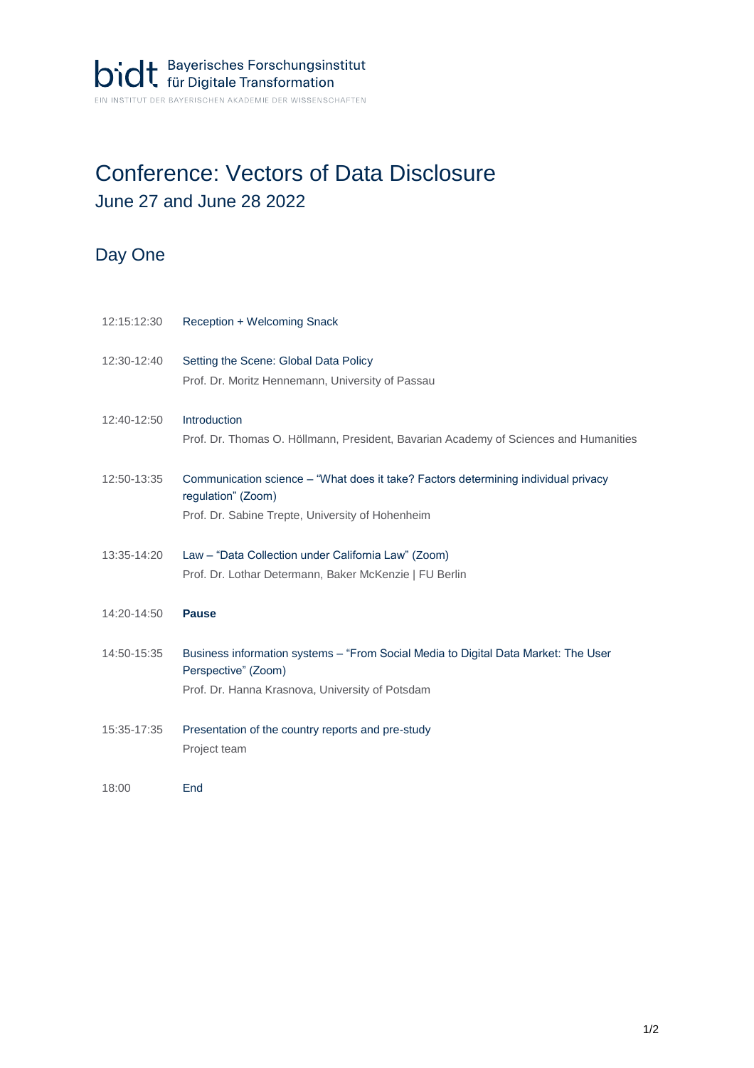Bayerisches Forschungsinstitut für Digitale Transformation

EIN INSTITUT DER BAYERISCHEN AKADEMIE DER WISSENSCHAFTEN

# Conference: Vectors of Data Disclosure

## June 27 and June 28 2022

## Day One

| | |
|---|---|
| 12:15:12:30 | Reception + Welcoming Snack |
| 12:30-12:40 | Setting the Scene: Global Data Policy<br>Prof. Dr. Moritz Hennemann, University of Passau |
| 12:40-12:50 | Introduction<br>Prof. Dr. Thomas O. Höllmann, President, Bavarian Academy of Sciences and Humanities |
| 12:50-13:35 | Communication science – "What does it take? Factors determining individual privacy regulation" (Zoom)<br>Prof. Dr. Sabine Trepte, University of Hohenheim |
| 13:35-14:20 | Law – "Data Collection under California Law" (Zoom)<br>Prof. Dr. Lothar Determann, Baker McKenzie \| FU Berlin |
| 14:20-14:50 | **Pause** |
| 14:50-15:35 | Business information systems – "From Social Media to Digital Data Market: The User Perspective" (Zoom)<br>Prof. Dr. Hanna Krasnova, University of Potsdam |
| 15:35-17:35 | Presentation of the country reports and pre-study<br>Project team |
| 18:00 | End |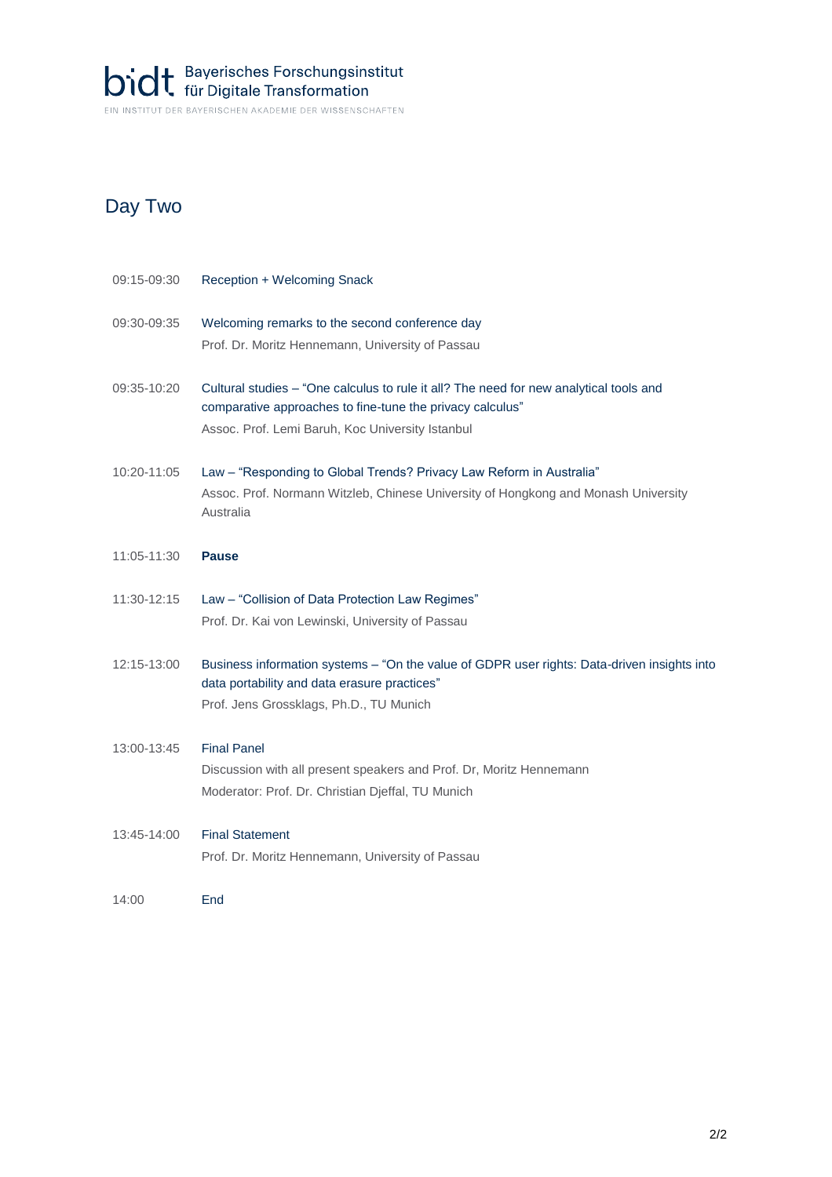bidt Bayerisches Forschungsinstitut für Digitale Transformation

EIN INSTITUT DER BAYERISCHEN AKADEMIE DER WISSENSCHAFTEN

## Day Two

| | |
|---|---|
| 09:15-09:30 | Reception + Welcoming Snack |
| 09:30-09:35 | Welcoming remarks to the second conference day<br>Prof. Dr. Moritz Hennemann, University of Passau |
| 09:35-10:20 | Cultural studies – "One calculus to rule it all? The need for new analytical tools and comparative approaches to fine-tune the privacy calculus"<br>Assoc. Prof. Lemi Baruh, Koc University Istanbul |
| 10:20-11:05 | Law – "Responding to Global Trends? Privacy Law Reform in Australia"<br>Assoc. Prof. Normann Witzleb, Chinese University of Hongkong and Monash University Australia |
| 11:05-11:30 | **Pause** |
| 11:30-12:15 | Law – "Collision of Data Protection Law Regimes"<br>Prof. Dr. Kai von Lewinski, University of Passau |
| 12:15-13:00 | Business information systems – "On the value of GDPR user rights: Data-driven insights into data portability and data erasure practices"<br>Prof. Jens Grossklags, Ph.D., TU Munich |
| 13:00-13:45 | Final Panel<br>Discussion with all present speakers and Prof. Dr, Moritz Hennemann<br>Moderator: Prof. Dr. Christian Djeffal, TU Munich |
| 13:45-14:00 | Final Statement<br>Prof. Dr. Moritz Hennemann, University of Passau |
| 14:00 | End |